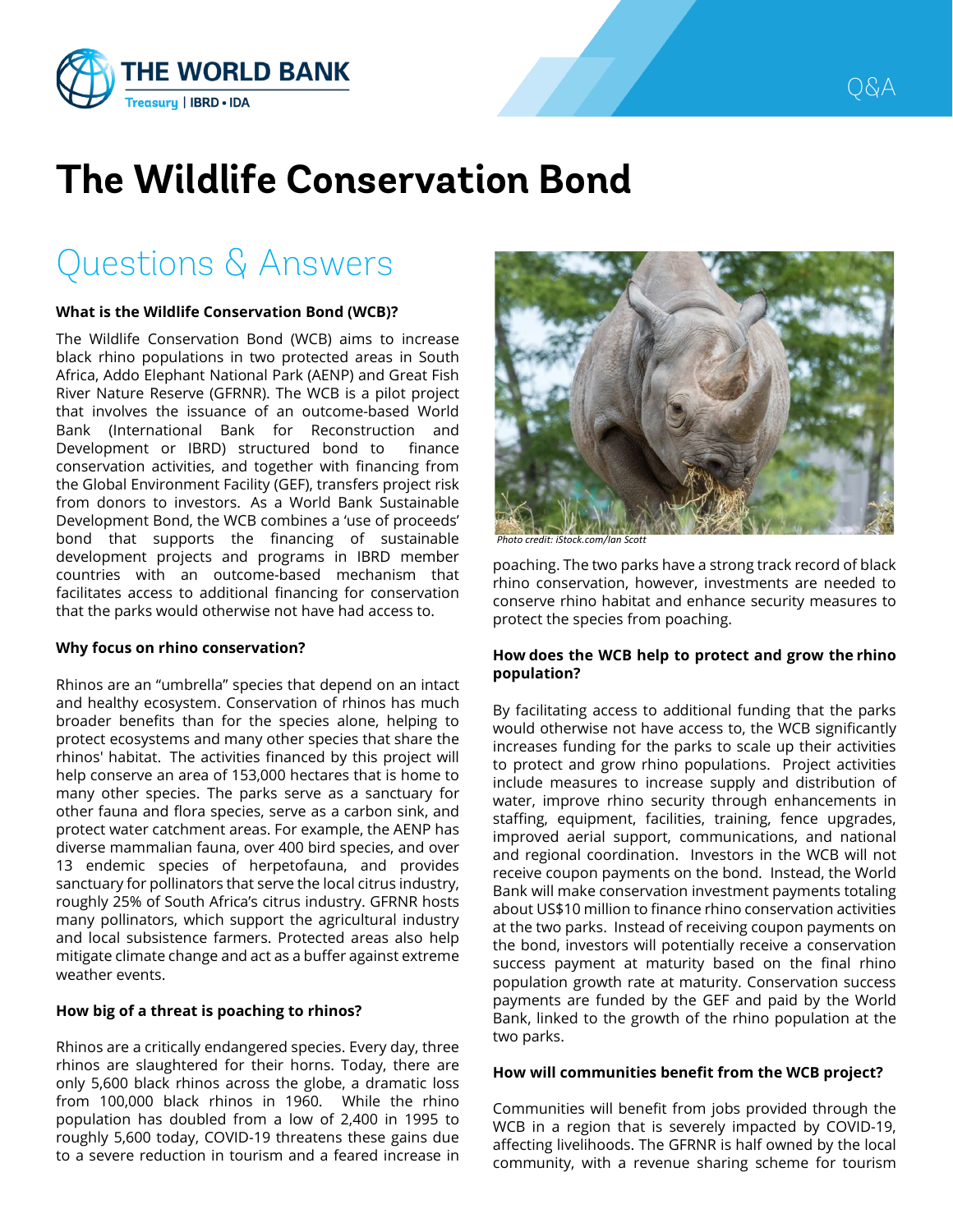# The Wildlife Conservation Bond

## Questions & Answers

**What is the Wildlife Conservation Bond (WCB)?**

The Wildlife Conservation Bond (WCB) aims to increase black rhino populations in two protected areas in South Africa, Addo Elephant National Park (AENP) and Great Fish River Nature Reserve (GFRNR). The WCB is a pilot project that involves the issuance of an outcome-based World Bank (International Bank for Reconstruction and Development or IBRD) structured bond to finance conservation activities, and together with financing from the Global Environment Facility (GEF), transfers project risk from donors to investors. As a World Bank Sustainable Development Bond, the WCB combines a 'use of proceeds' bond that supports the financing of sustainable development projects and programs in IBRD member countries with an outcome-based mechanism that facilitates access to additional financing for conservation that the parks would otherwise not have had access to.

**Why focus on rhino conservation?**

Rhinos are an "umbrella" species that depend on an intact and healthy ecosystem. Conservation of rhinos has much broader benefits than for the species alone, helping to protect ecosystems and many other species that share the rhinos' habitat. The activities financed by this project will help conserve an area of 153,000 hectares that is home to many other species. The parks serve as a sanctuary for other fauna and flora species, serve as a carbon sink, and protect water catchment areas. For example, the AENP has diverse mammalian fauna, over 400 bird species, and over 13 endemic species of herpetofauna, and provides sanctuary for pollinators that serve the local citrus industry, roughly 25% of South Africa's citrus industry. GFRNR hosts many pollinators, which support the agricultural industry and local subsistence farmers. Protected areas also help mitigate climate change and act as a buffer against extreme weather events.

**How big of a threat is poaching to rhinos?**

Rhinos are a critically endangered species. Every day, three rhinos are slaughtered for their horns. Today, there are only 5,600 black rhinos across the globe, a dramatic loss from 100,000 black rhinos in 1960. While the rhino population has doubled from a low of 2,400 in 1995 to roughly 5,600 today, COVID-19 threatens these gains due to a severe reduction in tourism and a feared increase in poaching. The two parks have a strong track record of black rhino conservation, however, investments are needed to conserve rhino habitat and enhance security measures to protect the species from poaching.

*Photo credit: iStock.com/Ian Scott*

**How does the WCB help to protect and grow the rhino population?**

By facilitating access to additional funding that the parks would otherwise not have access to, the WCB significantly increases funding for the parks to scale up their activities to protect and grow rhino populations. Project activities include measures to increase supply and distribution of water, improve rhino security through enhancements in staffing, equipment, facilities, training, fence upgrades, improved aerial support, communications, and national and regional coordination. Investors in the WCB will not receive coupon payments on the bond. Instead, the World Bank will make conservation investment payments totaling about US$10 million to finance rhino conservation activities at the two parks. Instead of receiving coupon payments on the bond, investors will potentially receive a conservation success payment at maturity based on the final rhino population growth rate at maturity. Conservation success payments are funded by the GEF and paid by the World Bank, linked to the growth of the rhino population at the two parks.

**How will communities benefit from the WCB project?**

Communities will benefit from jobs provided through the WCB in a region that is severely impacted by COVID-19, affecting livelihoods. The GFRNR is half owned by the local community, with a revenue sharing scheme for tourism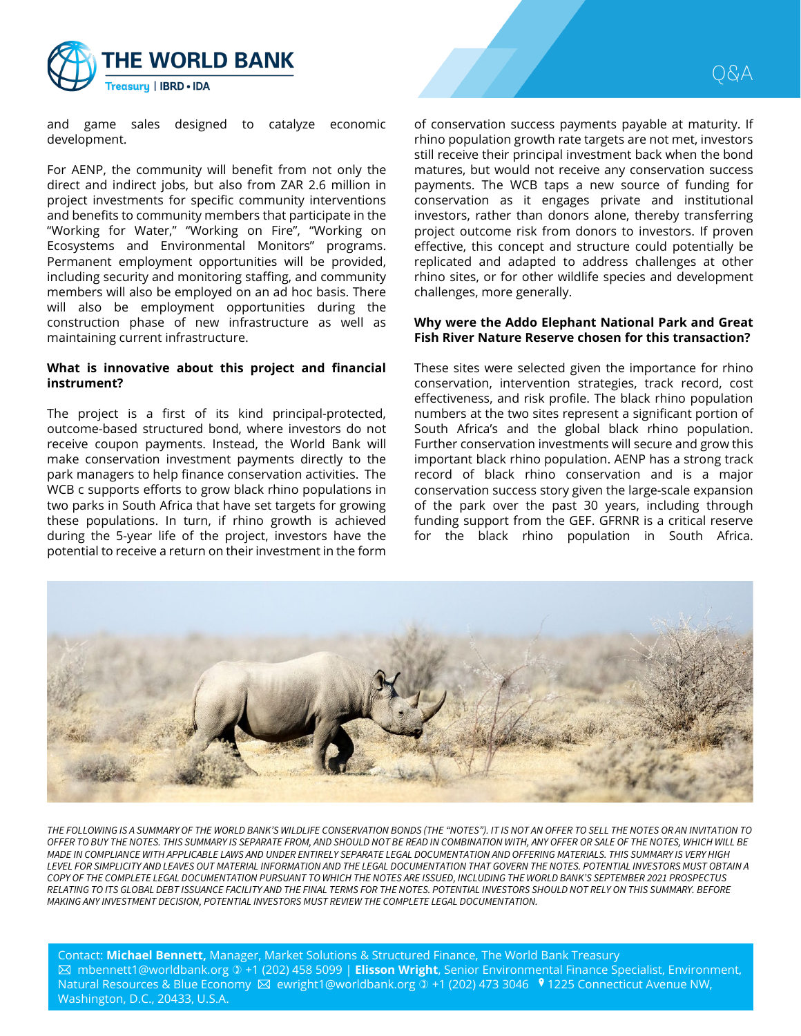and game sales designed to catalyze economic development.

For AENP, the community will benefit from not only the direct and indirect jobs, but also from ZAR 2.6 million in project investments for specific community interventions and benefits to community members that participate in the "Working for Water," "Working on Fire", "Working on Ecosystems and Environmental Monitors" programs. Permanent employment opportunities will be provided, including security and monitoring staffing, and community members will also be employed on an ad hoc basis. There will also be employment opportunities during the construction phase of new infrastructure as well as maintaining current infrastructure.

**What is innovative about this project and financial instrument?**

The project is a first of its kind principal-protected, outcome-based structured bond, where investors do not receive coupon payments. Instead, the World Bank will make conservation investment payments directly to the park managers to help finance conservation activities. The WCB c supports efforts to grow black rhino populations in two parks in South Africa that have set targets for growing these populations. In turn, if rhino growth is achieved during the 5-year life of the project, investors have the potential to receive a return on their investment in the form of conservation success payments payable at maturity. If rhino population growth rate targets are not met, investors still receive their principal investment back when the bond matures, but would not receive any conservation success payments. The WCB taps a new source of funding for conservation as it engages private and institutional investors, rather than donors alone, thereby transferring project outcome risk from donors to investors. If proven effective, this concept and structure could potentially be replicated and adapted to address challenges at other rhino sites, or for other wildlife species and development challenges, more generally.

**Why were the Addo Elephant National Park and Great Fish River Nature Reserve chosen for this transaction?**

These sites were selected given the importance for rhino conservation, intervention strategies, track record, cost effectiveness, and risk profile. The black rhino population numbers at the two sites represent a significant portion of South Africa's and the global black rhino population. Further conservation investments will secure and grow this important black rhino population. AENP has a strong track record of black rhino conservation and is a major conservation success story given the large-scale expansion of the park over the past 30 years, including through funding support from the GEF. GFRNR is a critical reserve for the black rhino population in South Africa.

*THE FOLLOWING IS A SUMMARY OF THE WORLD BANK'S WILDLIFE CONSERVATION BONDS (THE "NOTES"). IT IS NOT AN OFFER TO SELL THE NOTES OR AN INVITATION TO OFFER TO BUY THE NOTES. THIS SUMMARY IS SEPARATE FROM, AND SHOULD NOT BE READ IN COMBINATION WITH, ANY OFFER OR SALE OF THE NOTES, WHICH WILL BE MADE IN COMPLIANCE WITH APPLICABLE LAWS AND UNDER ENTIRELY SEPARATE LEGAL DOCUMENTATION AND OFFERING MATERIALS. THIS SUMMARY IS VERY HIGH LEVEL FOR SIMPLICITY AND LEAVES OUT MATERIAL INFORMATION AND THE LEGAL DOCUMENTATION THAT GOVERN THE NOTES. POTENTIAL INVESTORS MUST OBTAIN A COPY OF THE COMPLETE LEGAL DOCUMENTATION PURSUANT TO WHICH THE NOTES ARE ISSUED, INCLUDING THE WORLD BANK'S SEPTEMBER 2021 PROSPECTUS RELATING TO ITS GLOBAL DEBT ISSUANCE FACILITY AND THE FINAL TERMS FOR THE NOTES. POTENTIAL INVESTORS SHOULD NOT RELY ON THIS SUMMARY. BEFORE MAKING ANY INVESTMENT DECISION, POTENTIAL INVESTORS MUST REVIEW THE COMPLETE LEGAL DOCUMENTATION.*

Contact: **Michael Bennett,** Manager, Market Solutions & Structured Finance, The World Bank Treasury
✉ mbennett1@worldbank.org ✆ +1 (202) 458 5099 | **Elisson Wright**, Senior Environmental Finance Specialist, Environment, Natural Resources & Blue Economy ✉ ewright1@worldbank.org ✆ +1 (202) 473 3046 1225 Connecticut Avenue NW, Washington, D.C., 20433, U.S.A.